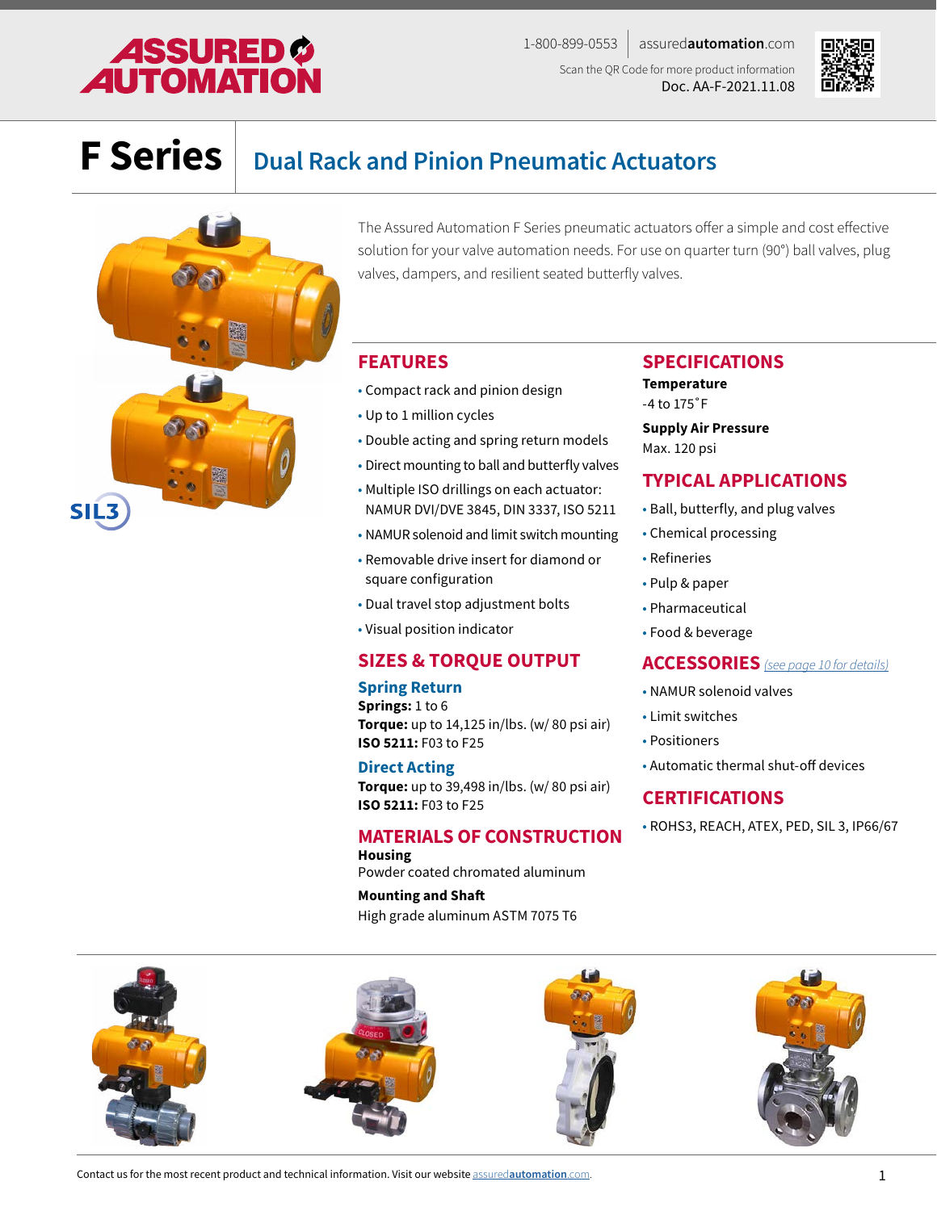1-800-899-0553 | assuredautomation.com

Scan the QR Code for more product information

Doc. AA-F-2021.11.08

# F Series

## Dual Rack and Pinion Pneumatic Actuators

SIL3

The Assured Automation F Series pneumatic actuators offer a simple and cost effective solution for your valve automation needs. For use on quarter turn (90°) ball valves, plug valves, dampers, and resilient seated butterfly valves.

## FEATURES

- Compact rack and pinion design
- Up to 1 million cycles
- Double acting and spring return models
- Direct mounting to ball and butterfly valves
- Multiple ISO drillings on each actuator: NAMUR DVI/DVE 3845, DIN 3337, ISO 5211
- NAMUR solenoid and limit switch mounting
- Removable drive insert for diamond or square configuration
- Dual travel stop adjustment bolts
- Visual position indicator

## SIZES & TORQUE OUTPUT

### Spring Return

**Springs:** 1 to 6
**Torque:** up to 14,125 in/lbs. (w/ 80 psi air)
**ISO 5211:** F03 to F25

### Direct Acting

**Torque:** up to 39,498 in/lbs. (w/ 80 psi air)
**ISO 5211:** F03 to F25

## MATERIALS OF CONSTRUCTION

**Housing**
Powder coated chromated aluminum

**Mounting and Shaft**
High grade aluminum ASTM 7075 T6

## SPECIFICATIONS

**Temperature**
-4 to 175˚F

**Supply Air Pressure**
Max. 120 psi

## TYPICAL APPLICATIONS

- Ball, butterfly, and plug valves
- Chemical processing
- Refineries
- Pulp & paper
- Pharmaceutical
- Food & beverage

## ACCESSORIES *(see page 10 for details)*

- NAMUR solenoid valves
- Limit switches
- Positioners
- Automatic thermal shut-off devices

## CERTIFICATIONS

- ROHS3, REACH, ATEX, PED, SIL 3, IP66/67

Contact us for the most recent product and technical information. Visit our website assuredautomation.com.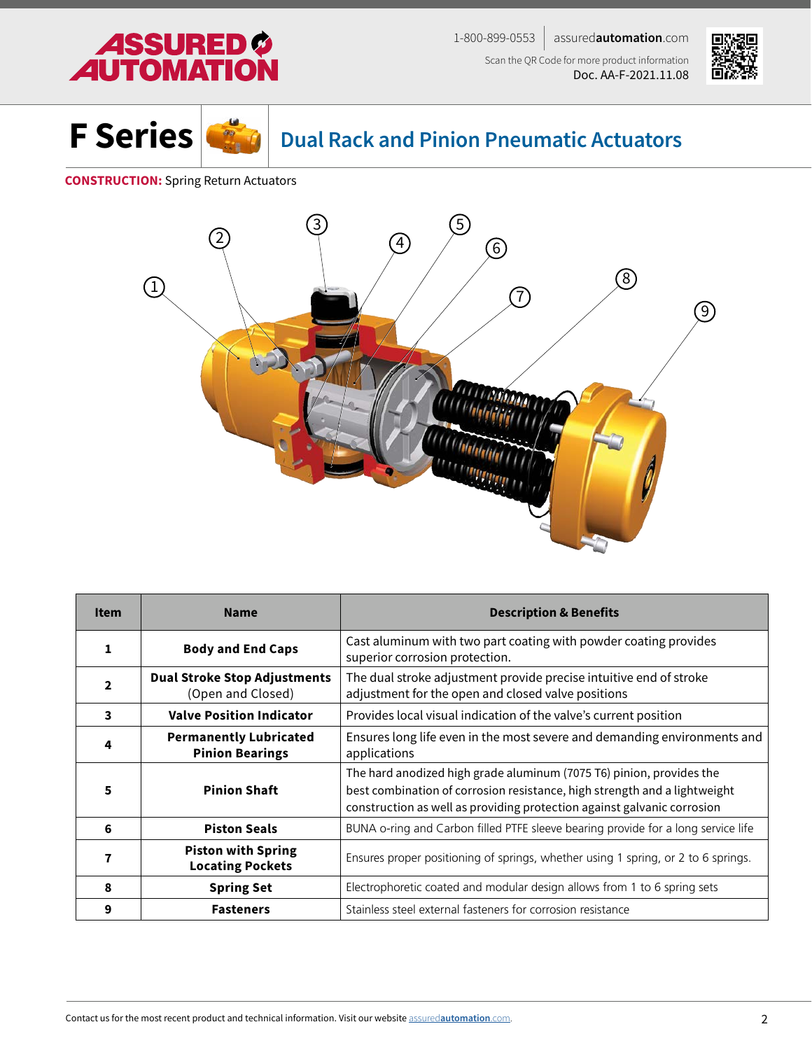# F Series

## Dual Rack and Pinion Pneumatic Actuators

**CONSTRUCTION:** Spring Return Actuators

| Item | Name | Description & Benefits |
|---|---|---|
| 1 | **Body and End Caps** | Cast aluminum with two part coating with powder coating provides superior corrosion protection. |
| 2 | **Dual Stroke Stop Adjustments** (Open and Closed) | The dual stroke adjustment provide precise intuitive end of stroke adjustment for the open and closed valve positions |
| 3 | **Valve Position Indicator** | Provides local visual indication of the valve's current position |
| 4 | **Permanently Lubricated Pinion Bearings** | Ensures long life even in the most severe and demanding environments and applications |
| 5 | **Pinion Shaft** | The hard anodized high grade aluminum (7075 T6) pinion, provides the best combination of corrosion resistance, high strength and a lightweight construction as well as providing protection against galvanic corrosion |
| 6 | **Piston Seals** | BUNA o-ring and Carbon filled PTFE sleeve bearing provide for a long service life |
| 7 | **Piston with Spring Locating Pockets** | Ensures proper positioning of springs, whether using 1 spring, or 2 to 6 springs. |
| 8 | **Spring Set** | Electrophoretic coated and modular design allows from 1 to 6 spring sets |
| 9 | **Fasteners** | Stainless steel external fasteners for corrosion resistance |

Contact us for the most recent product and technical information. Visit our website assuredautomation.com.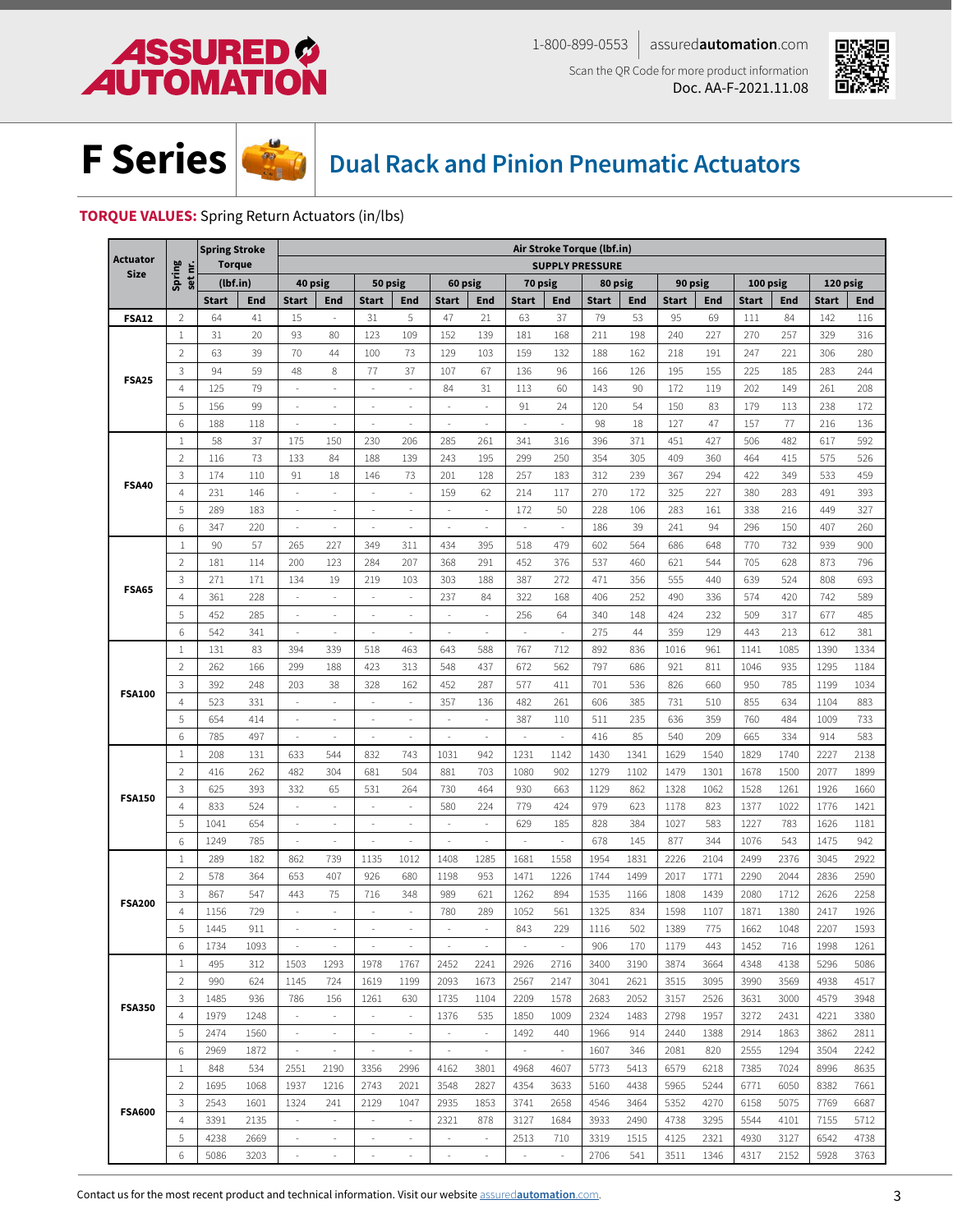# F Series

## Dual Rack and Pinion Pneumatic Actuators

**TORQUE VALUES:** Spring Return Actuators (in/lbs)

| Actuator Size | Spring set nr. | Spring Stroke Torque (lbf.in) | | Air Stroke Torque (lbf.in) SUPPLY PRESSURE | | | | | | | | | | | | | | | |
|---|---|---|---|---|---|---|---|---|---|---|---|---|---|---|---|---|---|---|---|
| | | | | 40 psig | | 50 psig | | 60 psig | | 70 psig | | 80 psig | | 90 psig | | 100 psig | | 120 psig | |
| | | Start | End | Start | End | Start | End | Start | End | Start | End | Start | End | Start | End | Start | End | Start | End |
| **FSA12** | 2 | 64 | 41 | 15 | - | 31 | 5 | 47 | 21 | 63 | 37 | 79 | 53 | 95 | 69 | 111 | 84 | 142 | 116 |
| **FSA25** | 1 | 31 | 20 | 93 | 80 | 123 | 109 | 152 | 139 | 181 | 168 | 211 | 198 | 240 | 227 | 270 | 257 | 329 | 316 |
| | 2 | 63 | 39 | 70 | 44 | 100 | 73 | 129 | 103 | 159 | 132 | 188 | 162 | 218 | 191 | 247 | 221 | 306 | 280 |
| | 3 | 94 | 59 | 48 | 8 | 77 | 37 | 107 | 67 | 136 | 96 | 166 | 126 | 195 | 155 | 225 | 185 | 283 | 244 |
| | 4 | 125 | 79 | - | - | - | - | 84 | 31 | 113 | 60 | 143 | 90 | 172 | 119 | 202 | 149 | 261 | 208 |
| | 5 | 156 | 99 | - | - | - | - | - | - | 91 | 24 | 120 | 54 | 150 | 83 | 179 | 113 | 238 | 172 |
| | 6 | 188 | 118 | - | - | - | - | - | - | - | - | 98 | 18 | 127 | 47 | 157 | 77 | 216 | 136 |
| **FSA40** | 1 | 58 | 37 | 175 | 150 | 230 | 206 | 285 | 261 | 341 | 316 | 396 | 371 | 451 | 427 | 506 | 482 | 617 | 592 |
| | 2 | 116 | 73 | 133 | 84 | 188 | 139 | 243 | 195 | 299 | 250 | 354 | 305 | 409 | 360 | 464 | 415 | 575 | 526 |
| | 3 | 174 | 110 | 91 | 18 | 146 | 73 | 201 | 128 | 257 | 183 | 312 | 239 | 367 | 294 | 422 | 349 | 533 | 459 |
| | 4 | 231 | 146 | - | - | - | - | 159 | 62 | 214 | 117 | 270 | 172 | 325 | 227 | 380 | 283 | 491 | 393 |
| | 5 | 289 | 183 | - | - | - | - | - | - | 172 | 50 | 228 | 106 | 283 | 161 | 338 | 216 | 449 | 327 |
| | 6 | 347 | 220 | - | - | - | - | - | - | - | - | 186 | 39 | 241 | 94 | 296 | 150 | 407 | 260 |
| **FSA65** | 1 | 90 | 57 | 265 | 227 | 349 | 311 | 434 | 395 | 518 | 479 | 602 | 564 | 686 | 648 | 770 | 732 | 939 | 900 |
| | 2 | 181 | 114 | 200 | 123 | 284 | 207 | 368 | 291 | 452 | 376 | 537 | 460 | 621 | 544 | 705 | 628 | 873 | 796 |
| | 3 | 271 | 171 | 134 | 19 | 219 | 103 | 303 | 188 | 387 | 272 | 471 | 356 | 555 | 440 | 639 | 524 | 808 | 693 |
| | 4 | 361 | 228 | - | - | - | - | 237 | 84 | 322 | 168 | 406 | 252 | 490 | 336 | 574 | 420 | 742 | 589 |
| | 5 | 452 | 285 | - | - | - | - | - | - | 256 | 64 | 340 | 148 | 424 | 232 | 509 | 317 | 677 | 485 |
| | 6 | 542 | 341 | - | - | - | - | - | - | - | - | 275 | 44 | 359 | 129 | 443 | 213 | 612 | 381 |
| **FSA100** | 1 | 131 | 83 | 394 | 339 | 518 | 463 | 643 | 588 | 767 | 712 | 892 | 836 | 1016 | 961 | 1141 | 1085 | 1390 | 1334 |
| | 2 | 262 | 166 | 299 | 188 | 423 | 313 | 548 | 437 | 672 | 562 | 797 | 686 | 921 | 811 | 1046 | 935 | 1295 | 1184 |
| | 3 | 392 | 248 | 203 | 38 | 328 | 162 | 452 | 287 | 577 | 411 | 701 | 536 | 826 | 660 | 950 | 785 | 1199 | 1034 |
| | 4 | 523 | 331 | - | - | - | - | 357 | 136 | 482 | 261 | 606 | 385 | 731 | 510 | 855 | 634 | 1104 | 883 |
| | 5 | 654 | 414 | - | - | - | - | - | - | 387 | 110 | 511 | 235 | 636 | 359 | 760 | 484 | 1009 | 733 |
| | 6 | 785 | 497 | - | - | - | - | - | - | - | - | 416 | 85 | 540 | 209 | 665 | 334 | 914 | 583 |
| **FSA150** | 1 | 208 | 131 | 633 | 544 | 832 | 743 | 1031 | 942 | 1231 | 1142 | 1430 | 1341 | 1629 | 1540 | 1829 | 1740 | 2227 | 2138 |
| | 2 | 416 | 262 | 482 | 304 | 681 | 504 | 881 | 703 | 1080 | 902 | 1279 | 1102 | 1479 | 1301 | 1678 | 1500 | 2077 | 1899 |
| | 3 | 625 | 393 | 332 | 65 | 531 | 264 | 730 | 464 | 930 | 663 | 1129 | 862 | 1328 | 1062 | 1528 | 1261 | 1926 | 1660 |
| | 4 | 833 | 524 | - | - | - | - | 580 | 224 | 779 | 424 | 979 | 623 | 1178 | 823 | 1377 | 1022 | 1776 | 1421 |
| | 5 | 1041 | 654 | - | - | - | - | - | - | 629 | 185 | 828 | 384 | 1027 | 583 | 1227 | 783 | 1626 | 1181 |
| | 6 | 1249 | 785 | - | - | - | - | - | - | - | - | 678 | 145 | 877 | 344 | 1076 | 543 | 1475 | 942 |
| **FSA200** | 1 | 289 | 182 | 862 | 739 | 1135 | 1012 | 1408 | 1285 | 1681 | 1558 | 1954 | 1831 | 2226 | 2104 | 2499 | 2376 | 3045 | 2922 |
| | 2 | 578 | 364 | 653 | 407 | 926 | 680 | 1198 | 953 | 1471 | 1226 | 1744 | 1499 | 2017 | 1771 | 2290 | 2044 | 2836 | 2590 |
| | 3 | 867 | 547 | 443 | 75 | 716 | 348 | 989 | 621 | 1262 | 894 | 1535 | 1166 | 1808 | 1439 | 2080 | 1712 | 2626 | 2258 |
| | 4 | 1156 | 729 | - | - | - | - | 780 | 289 | 1052 | 561 | 1325 | 834 | 1598 | 1107 | 1871 | 1380 | 2417 | 1926 |
| | 5 | 1445 | 911 | - | - | - | - | - | - | 843 | 229 | 1116 | 502 | 1389 | 775 | 1662 | 1048 | 2207 | 1593 |
| | 6 | 1734 | 1093 | - | - | - | - | - | - | - | - | 906 | 170 | 1179 | 443 | 1452 | 716 | 1998 | 1261 |
| **FSA350** | 1 | 495 | 312 | 1503 | 1293 | 1978 | 1767 | 2452 | 2241 | 2926 | 2716 | 3400 | 3190 | 3874 | 3664 | 4348 | 4138 | 5296 | 5086 |
| | 2 | 990 | 624 | 1145 | 724 | 1619 | 1199 | 2093 | 1673 | 2567 | 2147 | 3041 | 2621 | 3515 | 3095 | 3990 | 3569 | 4938 | 4517 |
| | 3 | 1485 | 936 | 786 | 156 | 1261 | 630 | 1735 | 1104 | 2209 | 1578 | 2683 | 2052 | 3157 | 2526 | 3631 | 3000 | 4579 | 3948 |
| | 4 | 1979 | 1248 | - | - | - | - | 1376 | 535 | 1850 | 1009 | 2324 | 1483 | 2798 | 1957 | 3272 | 2431 | 4221 | 3380 |
| | 5 | 2474 | 1560 | - | - | - | - | - | - | 1492 | 440 | 1966 | 914 | 2440 | 1388 | 2914 | 1863 | 3862 | 2811 |
| | 6 | 2969 | 1872 | - | - | - | - | - | - | - | - | 1607 | 346 | 2081 | 820 | 2555 | 1294 | 3504 | 2242 |
| **FSA600** | 1 | 848 | 534 | 2551 | 2190 | 3356 | 2996 | 4162 | 3801 | 4968 | 4607 | 5773 | 5413 | 6579 | 6218 | 7385 | 7024 | 8996 | 8635 |
| | 2 | 1695 | 1068 | 1937 | 1216 | 2743 | 2021 | 3548 | 2827 | 4354 | 3633 | 5160 | 4438 | 5965 | 5244 | 6771 | 6050 | 8382 | 7661 |
| | 3 | 2543 | 1601 | 1324 | 241 | 2129 | 1047 | 2935 | 1853 | 3741 | 2658 | 4546 | 3464 | 5352 | 4270 | 6158 | 5075 | 7769 | 6687 |
| | 4 | 3391 | 2135 | - | - | - | - | 2321 | 878 | 3127 | 1684 | 3933 | 2490 | 4738 | 3295 | 5544 | 4101 | 7155 | 5712 |
| | 5 | 4238 | 2669 | - | - | - | - | - | - | 2513 | 710 | 3319 | 1515 | 4125 | 2321 | 4930 | 3127 | 6542 | 4738 |
| | 6 | 5086 | 3203 | - | - | - | - | - | - | - | - | 2706 | 541 | 3511 | 1346 | 4317 | 2152 | 5928 | 3763 |

Contact us for the most recent product and technical information. Visit our website assuredautomation.com.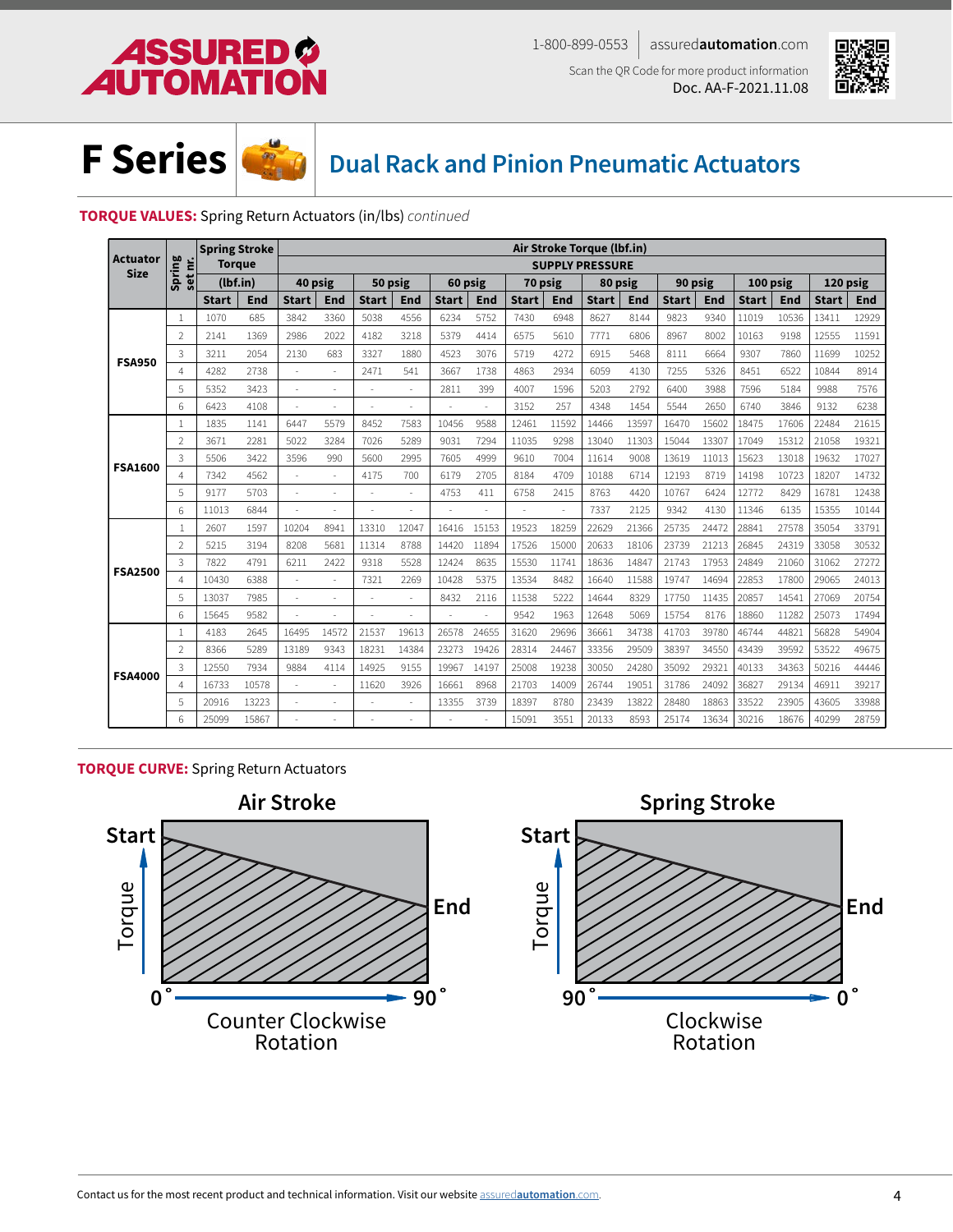# F Series

## Dual Rack and Pinion Pneumatic Actuators

**TORQUE VALUES:** Spring Return Actuators (in/lbs) *continued*

| Actuator Size | Spring set nr. | Spring Stroke Torque (lbf.in) | | Air Stroke Torque (lbf.in) SUPPLY PRESSURE | | | | | | | | | | | | | | | |
|---|---|---|---|---|---|---|---|---|---|---|---|---|---|---|---|---|---|---|---|
| | | | | 40 psig | | 50 psig | | 60 psig | | 70 psig | | 80 psig | | 90 psig | | 100 psig | | 120 psig | |
| | | Start | End | Start | End | Start | End | Start | End | Start | End | Start | End | Start | End | Start | End | Start | End |
| FSA950 | 1 | 1070 | 685 | 3842 | 3360 | 5038 | 4556 | 6234 | 5752 | 7430 | 6948 | 8627 | 8144 | 9823 | 9340 | 11019 | 10536 | 13411 | 12929 |
| | 2 | 2141 | 1369 | 2986 | 2022 | 4182 | 3218 | 5379 | 4414 | 6575 | 5610 | 7771 | 6806 | 8967 | 8002 | 10163 | 9198 | 12555 | 11591 |
| | 3 | 3211 | 2054 | 2130 | 683 | 3327 | 1880 | 4523 | 3076 | 5719 | 4272 | 6915 | 5468 | 8111 | 6664 | 9307 | 7860 | 11699 | 10252 |
| | 4 | 4282 | 2738 | - | - | 2471 | 541 | 3667 | 1738 | 4863 | 2934 | 6059 | 4130 | 7255 | 5326 | 8451 | 6522 | 10844 | 8914 |
| | 5 | 5352 | 3423 | - | - | - | - | 2811 | 399 | 4007 | 1596 | 5203 | 2792 | 6400 | 3988 | 7596 | 5184 | 9988 | 7576 |
| | 6 | 6423 | 4108 | - | - | - | - | - | - | 3152 | 257 | 4348 | 1454 | 5544 | 2650 | 6740 | 3846 | 9132 | 6238 |
| FSA1600 | 1 | 1835 | 1141 | 6447 | 5579 | 8452 | 7583 | 10456 | 9588 | 12461 | 11592 | 14466 | 13597 | 16470 | 15602 | 18475 | 17606 | 22484 | 21615 |
| | 2 | 3671 | 2281 | 5022 | 3284 | 7026 | 5289 | 9031 | 7294 | 11035 | 9298 | 13040 | 11303 | 15044 | 13307 | 17049 | 15312 | 21058 | 19321 |
| | 3 | 5506 | 3422 | 3596 | 990 | 5600 | 2995 | 7605 | 4999 | 9610 | 7004 | 11614 | 9008 | 13619 | 11013 | 15623 | 13018 | 19632 | 17027 |
| | 4 | 7342 | 4562 | - | - | 4175 | 700 | 6179 | 2705 | 8184 | 4709 | 10188 | 6714 | 12193 | 8719 | 14198 | 10723 | 18207 | 14732 |
| | 5 | 9177 | 5703 | - | - | - | - | 4753 | 411 | 6758 | 2415 | 8763 | 4420 | 10767 | 6424 | 12772 | 8429 | 16781 | 12438 |
| | 6 | 11013 | 6844 | - | - | - | - | - | - | - | - | 7337 | 2125 | 9342 | 4130 | 11346 | 6135 | 15355 | 10144 |
| FSA2500 | 1 | 2607 | 1597 | 10204 | 8941 | 13310 | 12047 | 16416 | 15153 | 19523 | 18259 | 22629 | 21366 | 25735 | 24472 | 28841 | 27578 | 35054 | 33791 |
| | 2 | 5215 | 3194 | 8208 | 5681 | 11314 | 8788 | 14420 | 11894 | 17526 | 15000 | 20633 | 18106 | 23739 | 21213 | 26845 | 24319 | 33058 | 30532 |
| | 3 | 7822 | 4791 | 6211 | 2422 | 9318 | 5528 | 12424 | 8635 | 15530 | 11741 | 18636 | 14847 | 21743 | 17953 | 24849 | 21060 | 31062 | 27272 |
| | 4 | 10430 | 6388 | - | - | 7321 | 2269 | 10428 | 5375 | 13534 | 8482 | 16640 | 11588 | 19747 | 14694 | 22853 | 17800 | 29065 | 24013 |
| | 5 | 13037 | 7985 | - | - | - | - | 8432 | 2116 | 11538 | 5222 | 14644 | 8329 | 17750 | 11435 | 20857 | 14541 | 27069 | 20754 |
| | 6 | 15645 | 9582 | - | - | - | - | - | - | 9542 | 1963 | 12648 | 5069 | 15754 | 8176 | 18860 | 11282 | 25073 | 17494 |
| FSA4000 | 1 | 4183 | 2645 | 16495 | 14572 | 21537 | 19613 | 26578 | 24655 | 31620 | 29696 | 36661 | 34738 | 41703 | 39780 | 46744 | 44821 | 56828 | 54904 |
| | 2 | 8366 | 5289 | 13189 | 9343 | 18231 | 14384 | 23273 | 19426 | 28314 | 24467 | 33356 | 29509 | 38397 | 34550 | 43439 | 39592 | 53522 | 49675 |
| | 3 | 12550 | 7934 | 9884 | 4114 | 14925 | 9155 | 19967 | 14197 | 25008 | 19238 | 30050 | 24280 | 35092 | 29321 | 40133 | 34363 | 50216 | 44446 |
| | 4 | 16733 | 10578 | - | - | 11620 | 3926 | 16661 | 8968 | 21703 | 14009 | 26744 | 19051 | 31786 | 24092 | 36827 | 29134 | 46911 | 39217 |
| | 5 | 20916 | 13223 | - | - | - | - | 13355 | 3739 | 18397 | 8780 | 23439 | 13822 | 28480 | 18863 | 33522 | 23905 | 43605 | 33988 |
| | 6 | 25099 | 15867 | - | - | - | - | - | - | 15091 | 3551 | 20133 | 8593 | 25174 | 13634 | 30216 | 18676 | 40299 | 28759 |

**TORQUE CURVE:** Spring Return Actuators

**Air Stroke**: Torque from Start (0°) to End (90°) — Counter Clockwise Rotation

**Spring Stroke**: Torque from Start (90°) to End (0°) — Clockwise Rotation

Contact us for the most recent product and technical information. Visit our website assuredautomation.com.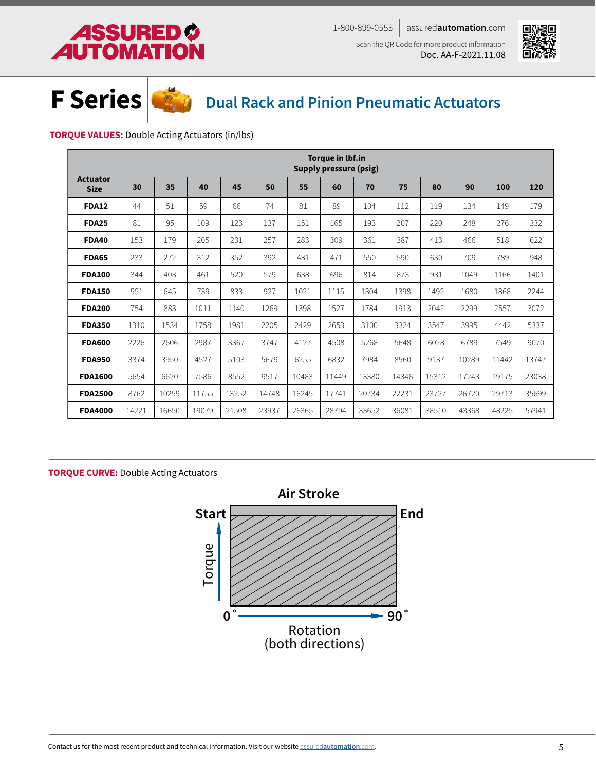# F Series — Dual Rack and Pinion Pneumatic Actuators

**TORQUE VALUES:** Double Acting Actuators (in/lbs)

| Actuator Size | Torque in lbf.in Supply pressure (psig) | | | | | | | | | | | | |
|---|---|---|---|---|---|---|---|---|---|---|---|---|---|
| | 30 | 35 | 40 | 45 | 50 | 55 | 60 | 70 | 75 | 80 | 90 | 100 | 120 |
| **FDA12** | 44 | 51 | 59 | 66 | 74 | 81 | 89 | 104 | 112 | 119 | 134 | 149 | 179 |
| **FDA25** | 81 | 95 | 109 | 123 | 137 | 151 | 165 | 193 | 207 | 220 | 248 | 276 | 332 |
| **FDA40** | 153 | 179 | 205 | 231 | 257 | 283 | 309 | 361 | 387 | 413 | 466 | 518 | 622 |
| **FDA65** | 233 | 272 | 312 | 352 | 392 | 431 | 471 | 550 | 590 | 630 | 709 | 789 | 948 |
| **FDA100** | 344 | 403 | 461 | 520 | 579 | 638 | 696 | 814 | 873 | 931 | 1049 | 1166 | 1401 |
| **FDA150** | 551 | 645 | 739 | 833 | 927 | 1021 | 1115 | 1304 | 1398 | 1492 | 1680 | 1868 | 2244 |
| **FDA200** | 754 | 883 | 1011 | 1140 | 1269 | 1398 | 1527 | 1784 | 1913 | 2042 | 2299 | 2557 | 3072 |
| **FDA350** | 1310 | 1534 | 1758 | 1981 | 2205 | 2429 | 2653 | 3100 | 3324 | 3547 | 3995 | 4442 | 5337 |
| **FDA600** | 2226 | 2606 | 2987 | 3367 | 3747 | 4127 | 4508 | 5268 | 5648 | 6028 | 6789 | 7549 | 9070 |
| **FDA950** | 3374 | 3950 | 4527 | 5103 | 5679 | 6255 | 6832 | 7984 | 8560 | 9137 | 10289 | 11442 | 13747 |
| **FDA1600** | 5654 | 6620 | 7586 | 8552 | 9517 | 10483 | 11449 | 13380 | 14346 | 15312 | 17243 | 19175 | 23038 |
| **FDA2500** | 8762 | 10259 | 11755 | 13252 | 14748 | 16245 | 17741 | 20734 | 22231 | 23727 | 26720 | 29713 | 35699 |
| **FDA4000** | 14221 | 16650 | 19079 | 21508 | 23937 | 26365 | 28794 | 33652 | 36081 | 38510 | 43368 | 48225 | 57941 |

**TORQUE CURVE:** Double Acting Actuators

Air Stroke

Start — End

Torque

0° — 90°

Rotation (both directions)

Contact us for the most recent product and technical information. Visit our website assuredautomation.com.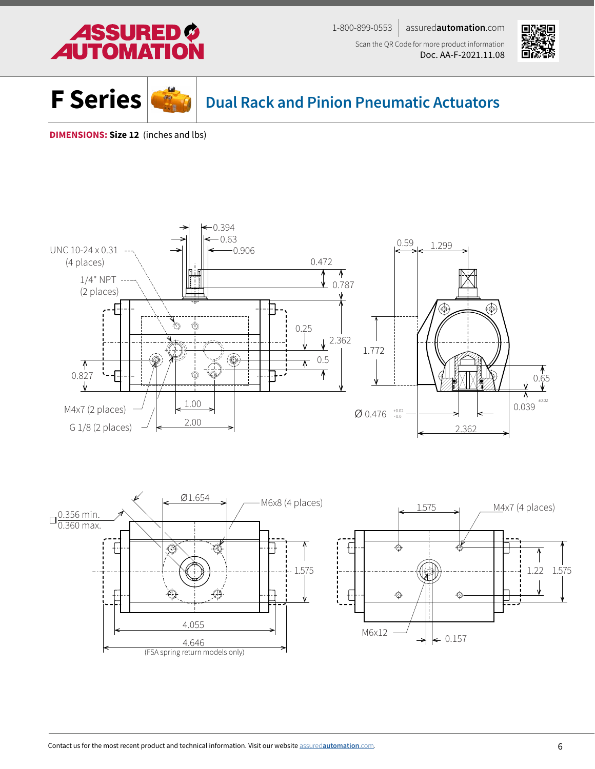# F Series

## Dual Rack and Pinion Pneumatic Actuators

**DIMENSIONS: Size 12** (inches and lbs)

UNC 10-24 x 0.31 (4 places)

1/4" NPT (2 places)

0.394

0.63

0.906

0.472

0.787

0.25

2.362

0.5

0.827

M4x7 (2 places)

G 1/8 (2 places)

1.00

2.00

0.59

1.299

1.772

0.65

0.039 ±0.02

Ø 0.476 +0.02 / -0.0

2.362

Ø1.654

M6x8 (4 places)

0.356 min.
0.360 max.

1.575

4.055

4.646
(FSA spring return models only)

1.575

M4x7 (4 places)

1.22

1.575

M6x12

0.157

Contact us for the most recent product and technical information. Visit our website assuredautomation.com.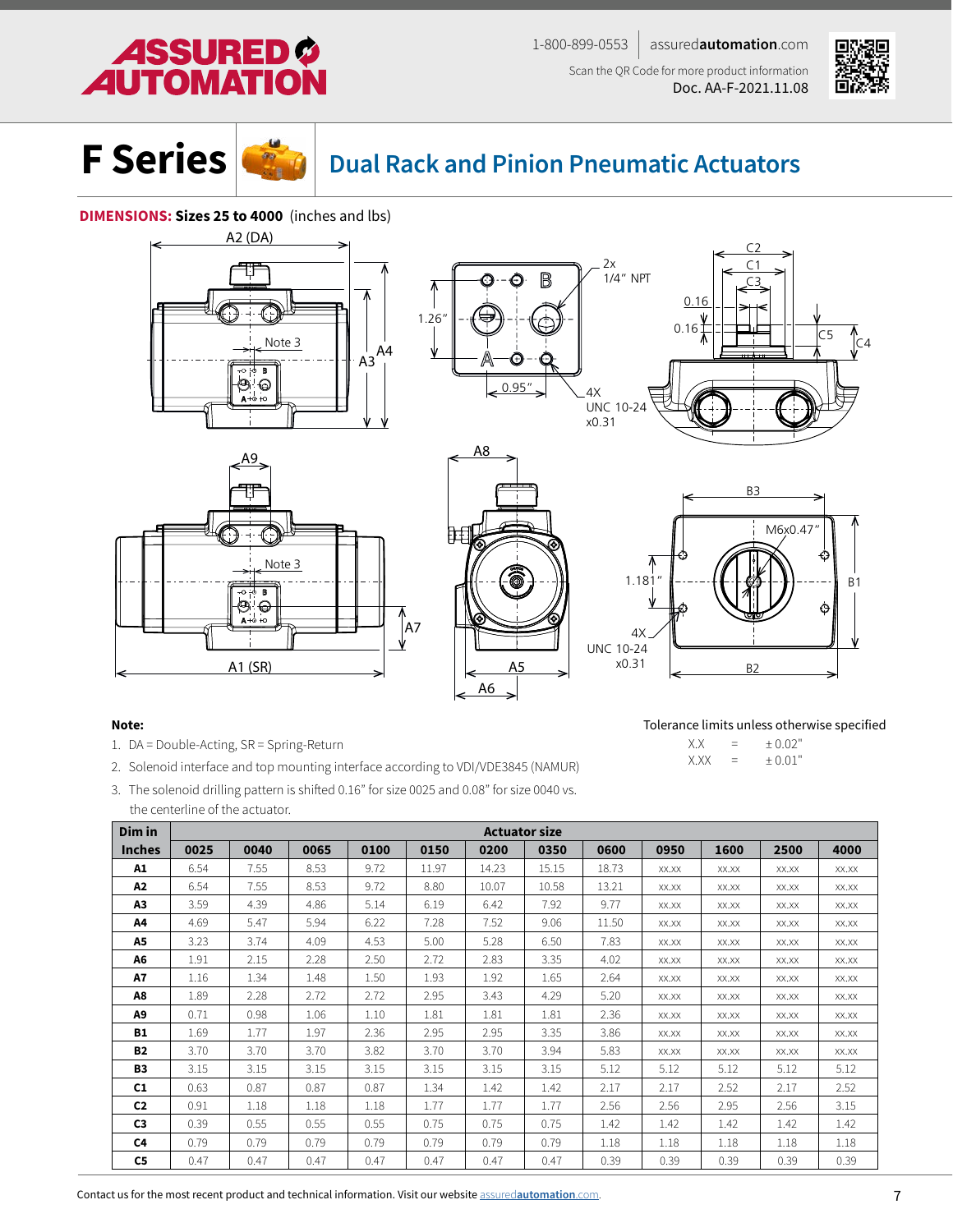# F Series — Dual Rack and Pinion Pneumatic Actuators

**DIMENSIONS: Sizes 25 to 4000** (inches and lbs)

A2 (DA) · A3 · A4 · Note 3 · 1.26" · 0.95" · 2x 1/4" NPT · 4X UNC 10-24 x0.31 · C2 · C1 · C3 · 0.16 · 0.16 · C5 · C4

A9 · Note 3 · A7 · A1 (SR) · A8 · A5 · A6 · B3 · M6x0.47" · 1.181" · 4X UNC 10-24 x0.31 · B1 · B2

**Note:**

1. DA = Double-Acting, SR = Spring-Return
2. Solenoid interface and top mounting interface according to VDI/VDE3845 (NAMUR)
3. The solenoid drilling pattern is shifted 0.16" for size 0025 and 0.08" for size 0040 vs. the centerline of the actuator.

Tolerance limits unless otherwise specified

| | | |
|---|---|---|
| X.X | = | ± 0.02" |
| X.XX | = | ± 0.01" |

| Dim in | Actuator size | | | | | | | | | | | |
|---|---|---|---|---|---|---|---|---|---|---|---|---|
| **Inches** | **0025** | **0040** | **0065** | **0100** | **0150** | **0200** | **0350** | **0600** | **0950** | **1600** | **2500** | **4000** |
| **A1** | 6.54 | 7.55 | 8.53 | 9.72 | 11.97 | 14.23 | 15.15 | 18.73 | xx.xx | xx.xx | xx.xx | xx.xx |
| **A2** | 6.54 | 7.55 | 8.53 | 9.72 | 8.80 | 10.07 | 10.58 | 13.21 | xx.xx | xx.xx | xx.xx | xx.xx |
| **A3** | 3.59 | 4.39 | 4.86 | 5.14 | 6.19 | 6.42 | 7.92 | 9.77 | xx.xx | xx.xx | xx.xx | xx.xx |
| **A4** | 4.69 | 5.47 | 5.94 | 6.22 | 7.28 | 7.52 | 9.06 | 11.50 | xx.xx | xx.xx | xx.xx | xx.xx |
| **A5** | 3.23 | 3.74 | 4.09 | 4.53 | 5.00 | 5.28 | 6.50 | 7.83 | xx.xx | xx.xx | xx.xx | xx.xx |
| **A6** | 1.91 | 2.15 | 2.28 | 2.50 | 2.72 | 2.83 | 3.35 | 4.02 | xx.xx | xx.xx | xx.xx | xx.xx |
| **A7** | 1.16 | 1.34 | 1.48 | 1.50 | 1.93 | 1.92 | 1.65 | 2.64 | xx.xx | xx.xx | xx.xx | xx.xx |
| **A8** | 1.89 | 2.28 | 2.72 | 2.72 | 2.95 | 3.43 | 4.29 | 5.20 | xx.xx | xx.xx | xx.xx | xx.xx |
| **A9** | 0.71 | 0.98 | 1.06 | 1.10 | 1.81 | 1.81 | 1.81 | 2.36 | xx.xx | xx.xx | xx.xx | xx.xx |
| **B1** | 1.69 | 1.77 | 1.97 | 2.36 | 2.95 | 2.95 | 3.35 | 3.86 | xx.xx | xx.xx | xx.xx | xx.xx |
| **B2** | 3.70 | 3.70 | 3.70 | 3.82 | 3.70 | 3.70 | 3.94 | 5.83 | xx.xx | xx.xx | xx.xx | xx.xx |
| **B3** | 3.15 | 3.15 | 3.15 | 3.15 | 3.15 | 3.15 | 3.15 | 5.12 | 5.12 | 5.12 | 5.12 | 5.12 |
| **C1** | 0.63 | 0.87 | 0.87 | 0.87 | 1.34 | 1.42 | 1.42 | 2.17 | 2.17 | 2.52 | 2.17 | 2.52 |
| **C2** | 0.91 | 1.18 | 1.18 | 1.18 | 1.77 | 1.77 | 1.77 | 2.56 | 2.56 | 2.95 | 2.56 | 3.15 |
| **C3** | 0.39 | 0.55 | 0.55 | 0.55 | 0.75 | 0.75 | 0.75 | 1.42 | 1.42 | 1.42 | 1.42 | 1.42 |
| **C4** | 0.79 | 0.79 | 0.79 | 0.79 | 0.79 | 0.79 | 0.79 | 1.18 | 1.18 | 1.18 | 1.18 | 1.18 |
| **C5** | 0.47 | 0.47 | 0.47 | 0.47 | 0.47 | 0.47 | 0.47 | 0.39 | 0.39 | 0.39 | 0.39 | 0.39 |

Contact us for the most recent product and technical information. Visit our website assuredautomation.com.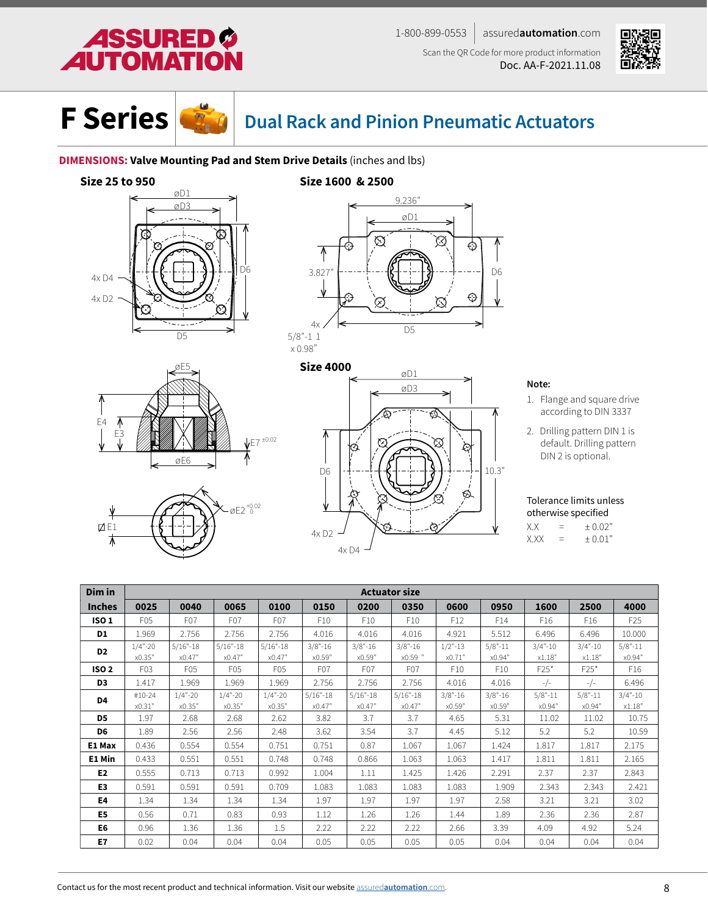# F Series — Dual Rack and Pinion Pneumatic Actuators

**DIMENSIONS: Valve Mounting Pad and Stem Drive Details** (inches and lbs)

**Size 25 to 950**

**Size 1600 & 2500**

9.236"

3.827"

4x 5/8"-1 1 x 0.98"

**Size 4000**

10.3"

**Note:**

1. Flange and square drive according to DIN 3337
2. Drilling pattern DIN 1 is default. Drilling pattern DIN 2 is optional.

Tolerance limits unless otherwise specified

X.X = ± 0.02"
X.XX = ± 0.01"

| Dim in Inches | Actuator size | | | | | | | | | | | |
|---|---|---|---|---|---|---|---|---|---|---|---|---|
| | 0025 | 0040 | 0065 | 0100 | 0150 | 0200 | 0350 | 0600 | 0950 | 1600 | 2500 | 4000 |
| ISO 1 | F05 | F07 | F07 | F07 | F10 | F10 | F10 | F12 | F14 | F16 | F16 | F25 |
| D1 | 1.969 | 2.756 | 2.756 | 2.756 | 4.016 | 4.016 | 4.016 | 4.921 | 5.512 | 6.496 | 6.496 | 10.000 |
| D2 | 1/4"-20 x0.35" | 5/16"-18 x0.47" | 5/16"-18 x0.47" | 5/16"-18 x0.47" | 3/8"-16 x0.59" | 3/8"-16 x0.59" | 3/8"-16 x0.59 " | 1/2"-13 x0.71" | 5/8"-11 x0.94" | 3/4"-10 x1.18" | 3/4"-10 x1.18" | 5/8"-11 x0.94" |
| ISO 2 | F03 | F05 | F05 | F05 | F07 | F07 | F07 | F10 | F10 | F25* | F25* | F16 |
| D3 | 1.417 | 1.969 | 1.969 | 1.969 | 2.756 | 2.756 | 2.756 | 4.016 | 4.016 | -/- | -/- | 6.496 |
| D4 | #10-24 x0.31" | 1/4"-20 x0.35" | 1/4"-20 x0.35" | 1/4"-20 x0.35" | 5/16"-18 x0.47" | 5/16"-18 x0.47" | 5/16"-18 x0.47" | 3/8"-16 x0.59" | 3/8"-16 x0.59" | 5/8"-11 x0.94" | 5/8"-11 x0.94" | 3/4"-10 x1.18" |
| D5 | 1.97 | 2.68 | 2.68 | 2.62 | 3.82 | 3.7 | 3.7 | 4.65 | 5.31 | 11.02 | 11.02 | 10.75 |
| D6 | 1.89 | 2.56 | 2.56 | 2.48 | 3.62 | 3.54 | 3.7 | 4.45 | 5.12 | 5.2 | 5.2 | 10.59 |
| E1 Max | 0.436 | 0.554 | 0.554 | 0.751 | 0.751 | 0.87 | 1.067 | 1.067 | 1.424 | 1.817 | 1.817 | 2.175 |
| E1 Min | 0.433 | 0.551 | 0.551 | 0.748 | 0.748 | 0.866 | 1.063 | 1.063 | 1.417 | 1.811 | 1.811 | 2.165 |
| E2 | 0.555 | 0.713 | 0.713 | 0.992 | 1.004 | 1.11 | 1.425 | 1.426 | 2.291 | 2.37 | 2.37 | 2.843 |
| E3 | 0.591 | 0.591 | 0.591 | 0.709 | 1.083 | 1.083 | 1.083 | 1.083 | 1.909 | 2.343 | 2.343 | 2.421 |
| E4 | 1.34 | 1.34 | 1.34 | 1.34 | 1.97 | 1.97 | 1.97 | 1.97 | 2.58 | 3.21 | 3.21 | 3.02 |
| E5 | 0.56 | 0.71 | 0.83 | 0.93 | 1.12 | 1.26 | 1.26 | 1.44 | 1.89 | 2.36 | 2.36 | 2.87 |
| E6 | 0.96 | 1.36 | 1.36 | 1.5 | 2.22 | 2.22 | 2.22 | 2.66 | 3.39 | 4.09 | 4.92 | 5.24 |
| E7 | 0.02 | 0.04 | 0.04 | 0.04 | 0.05 | 0.05 | 0.05 | 0.05 | 0.04 | 0.04 | 0.04 | 0.04 |

Contact us for the most recent product and technical information. Visit our website assuredautomation.com.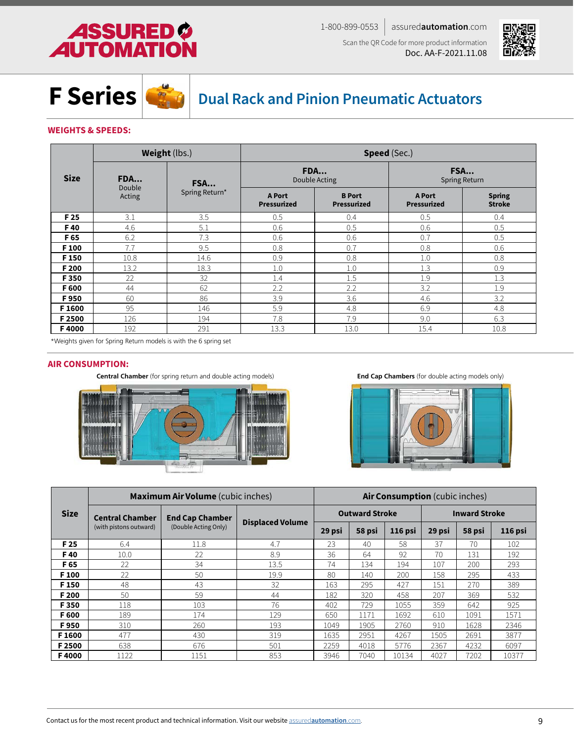# F Series — Dual Rack and Pinion Pneumatic Actuators

Doc. AA-F-2021.11.08

## WEIGHTS & SPEEDS:

| Size | Weight (lbs.) | | Speed (Sec.) | | | |
|---|---|---|---|---|---|---|
| | FDA... Double Acting | FSA... Spring Return* | FDA... Double Acting | | FSA... Spring Return | |
| | | | A Port Pressurized | B Port Pressurized | A Port Pressurized | Spring Stroke |
| F 25 | 3.1 | 3.5 | 0.5 | 0.4 | 0.5 | 0.4 |
| F 40 | 4.6 | 5.1 | 0.6 | 0.5 | 0.6 | 0.5 |
| F 65 | 6.2 | 7.3 | 0.6 | 0.6 | 0.7 | 0.5 |
| F 100 | 7.7 | 9.5 | 0.8 | 0.7 | 0.8 | 0.6 |
| F 150 | 10.8 | 14.6 | 0.9 | 0.8 | 1.0 | 0.8 |
| F 200 | 13.2 | 18.3 | 1.0 | 1.0 | 1.3 | 0.9 |
| F 350 | 22 | 32 | 1.4 | 1.5 | 1.9 | 1.3 |
| F 600 | 44 | 62 | 2.2 | 2.2 | 3.2 | 1.9 |
| F 950 | 60 | 86 | 3.9 | 3.6 | 4.6 | 3.2 |
| F 1600 | 95 | 146 | 5.9 | 4.8 | 6.9 | 4.8 |
| F 2500 | 126 | 194 | 7.8 | 7.9 | 9.0 | 6.3 |
| F 4000 | 192 | 291 | 13.3 | 13.0 | 15.4 | 10.8 |

*Weights given for Spring Return models is with the 6 spring set

## AIR CONSUMPTION:

**Central Chamber** (for spring return and double acting models)

**End Cap Chambers** (for double acting models only)

| Size | Maximum Air Volume (cubic inches) | | | Air Consumption (cubic inches) | | | | | |
|---|---|---|---|---|---|---|---|---|---|
| | Central Chamber (with pistons outward) | End Cap Chamber (Double Acting Only) | Displaced Volume | Outward Stroke | | | Inward Stroke | | |
| | | | | 29 psi | 58 psi | 116 psi | 29 psi | 58 psi | 116 psi |
| F 25 | 6.4 | 11.8 | 4.7 | 23 | 40 | 58 | 37 | 70 | 102 |
| F 40 | 10.0 | 22 | 8.9 | 36 | 64 | 92 | 70 | 131 | 192 |
| F 65 | 22 | 34 | 13.5 | 74 | 134 | 194 | 107 | 200 | 293 |
| F 100 | 22 | 50 | 19.9 | 80 | 140 | 200 | 158 | 295 | 433 |
| F 150 | 48 | 43 | 32 | 163 | 295 | 427 | 151 | 270 | 389 |
| F 200 | 50 | 59 | 44 | 182 | 320 | 458 | 207 | 369 | 532 |
| F 350 | 118 | 103 | 76 | 402 | 729 | 1055 | 359 | 642 | 925 |
| F 600 | 189 | 174 | 129 | 650 | 1171 | 1692 | 610 | 1091 | 1571 |
| F 950 | 310 | 260 | 193 | 1049 | 1905 | 2760 | 910 | 1628 | 2346 |
| F 1600 | 477 | 430 | 319 | 1635 | 2951 | 4267 | 1505 | 2691 | 3877 |
| F 2500 | 638 | 676 | 501 | 2259 | 4018 | 5776 | 2367 | 4232 | 6097 |
| F 4000 | 1122 | 1151 | 853 | 3946 | 7040 | 10134 | 4027 | 7202 | 10377 |

Contact us for the most recent product and technical information. Visit our website assuredautomation.com.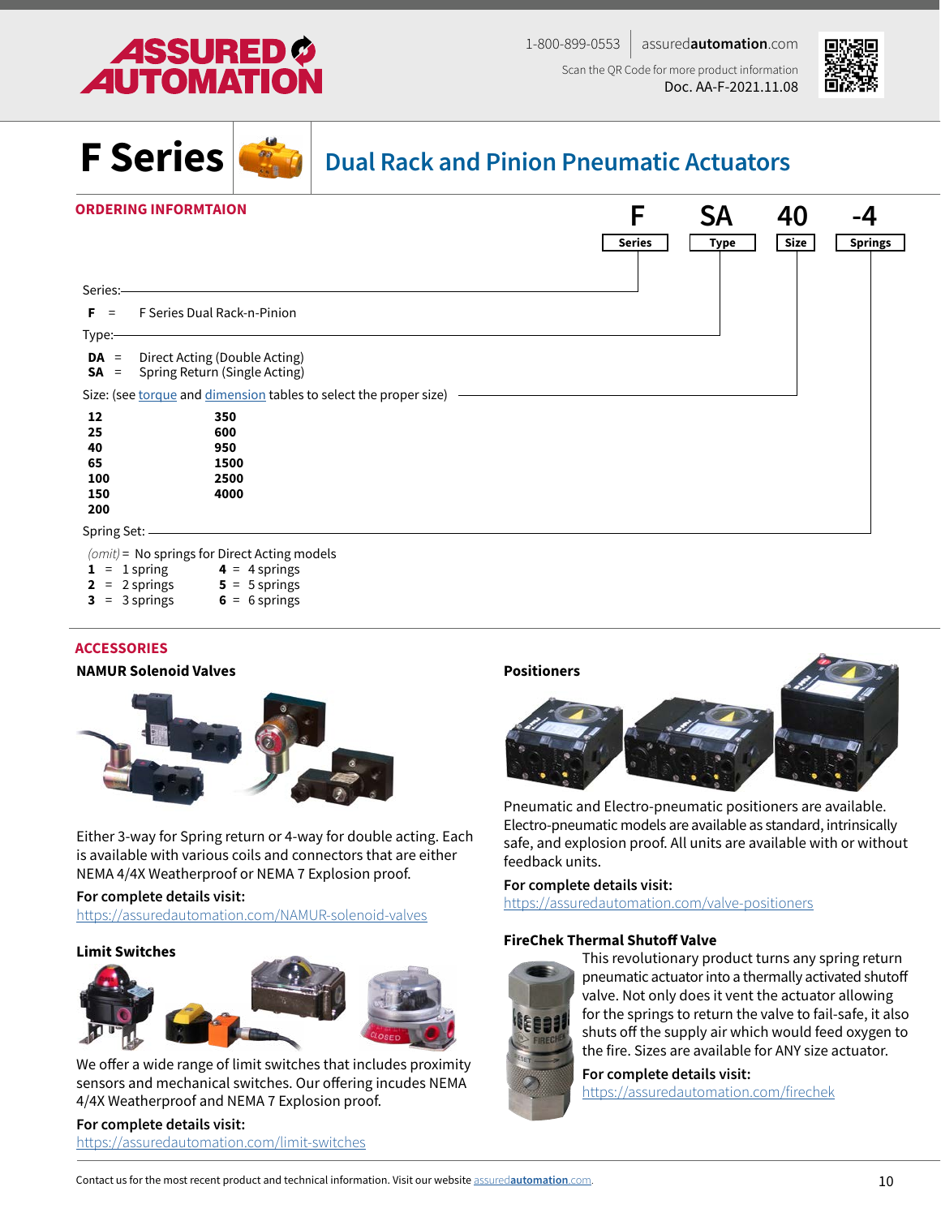# F Series — Dual Rack and Pinion Pneumatic Actuators

## ORDERING INFORMTAION

| F | SA | 40 | -4 |
|---|---|---|---|
| Series | Type | Size | Springs |

Series:

**F** = F Series Dual Rack-n-Pinion

Type:

**DA** = Direct Acting (Double Acting)
**SA** = Spring Return (Single Acting)

Size: (see torque and dimension tables to select the proper size)

| | |
|---|---|
| **12** | **350** |
| **25** | **600** |
| **40** | **950** |
| **65** | **1500** |
| **100** | **2500** |
| **150** | **4000** |
| **200** | |

Spring Set:

*(omit)* = No springs for Direct Acting models

| | |
|---|---|
| **1** = 1 spring | **4** = 4 springs |
| **2** = 2 springs | **5** = 5 springs |
| **3** = 3 springs | **6** = 6 springs |

## ACCESSORIES

### NAMUR Solenoid Valves

Either 3-way for Spring return or 4-way for double acting. Each is available with various coils and connectors that are either NEMA 4/4X Weatherproof or NEMA 7 Explosion proof.

**For complete details visit:**
https://assuredautomation.com/NAMUR-solenoid-valves

### Limit Switches

We offer a wide range of limit switches that includes proximity sensors and mechanical switches. Our offering incudes NEMA 4/4X Weatherproof and NEMA 7 Explosion proof.

**For complete details visit:**
https://assuredautomation.com/limit-switches

### Positioners

Pneumatic and Electro-pneumatic positioners are available. Electro-pneumatic models are available as standard, intrinsically safe, and explosion proof. All units are available with or without feedback units.

**For complete details visit:**
https://assuredautomation.com/valve-positioners

### FireChek Thermal Shutoff Valve

This revolutionary product turns any spring return pneumatic actuator into a thermally activated shutoff valve. Not only does it vent the actuator allowing for the springs to return the valve to fail-safe, it also shuts off the supply air which would feed oxygen to the fire. Sizes are available for ANY size actuator.

**For complete details visit:**
https://assuredautomation.com/firechek

Contact us for the most recent product and technical information. Visit our website assuredautomation.com.